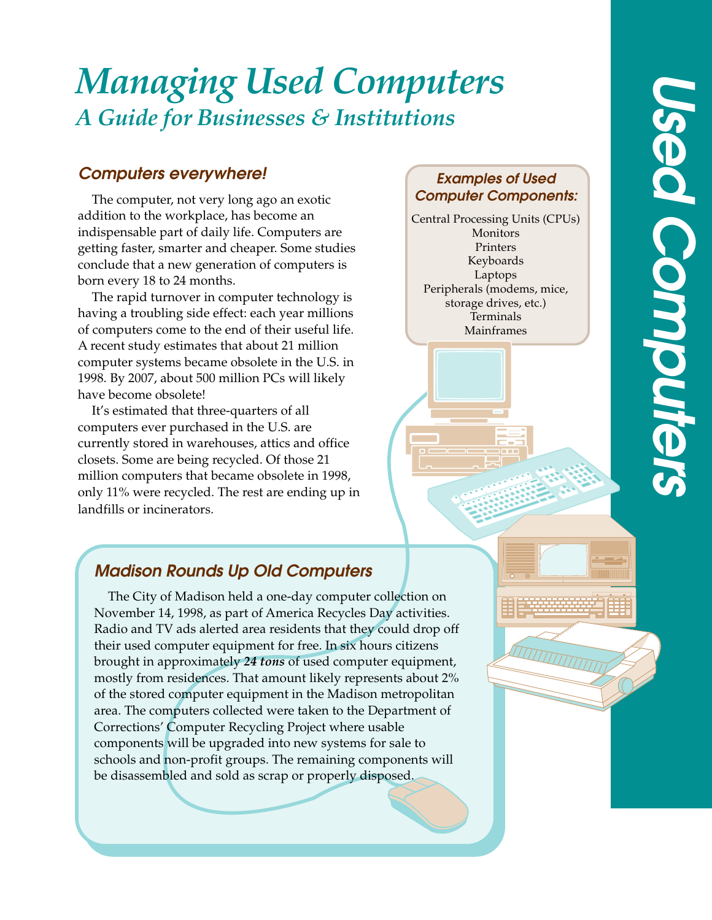# *Managing Used Computers*

## *A Guide for Businesses & Institutions*

### *Computers everywhere!*

The computer, not very long ago an exotic addition to the workplace, has become an indispensable part of daily life. Computers are getting faster, smarter and cheaper. Some studies conclude that a new generation of computers is born every 18 to 24 months.

The rapid turnover in computer technology is having a troubling side effect: each year millions of computers come to the end of their useful life. A recent study estimates that about 21 million computer systems became obsolete in the U.S. in 1998. By 2007, about 500 million PCs will likely have become obsolete!

It's estimated that three-quarters of all computers ever purchased in the U.S. are currently stored in warehouses, attics and office closets. Some are being recycled. Of those 21 million computers that became obsolete in 1998, only 11% were recycled. The rest are ending up in landfills or incinerators.

### *Examples of Used Computer Components:*

- Central Processing Units (CPUs)
- Monitors
- Printers
- Keyboards
- Laptops
- Peripherals (modems, mice, storage drives, etc.)
- Terminals
- Mainframes

### *Madison Rounds Up Old Computers*

The City of Madison held a one-day computer collection on November 14, 1998, as part of America Recycles Day activities. Radio and TV ads alerted area residents that they could drop off their used computer equipment for free. In six hours citizens brought in approximately ***24 tons*** of used computer equipment, mostly from residences. That amount likely represents about 2% of the stored computer equipment in the Madison metropolitan area. The computers collected were taken to the Department of Corrections' Computer Recycling Project where usable components will be upgraded into new systems for sale to schools and non-profit groups. The remaining components will be disassembled and sold as scrap or properly disposed.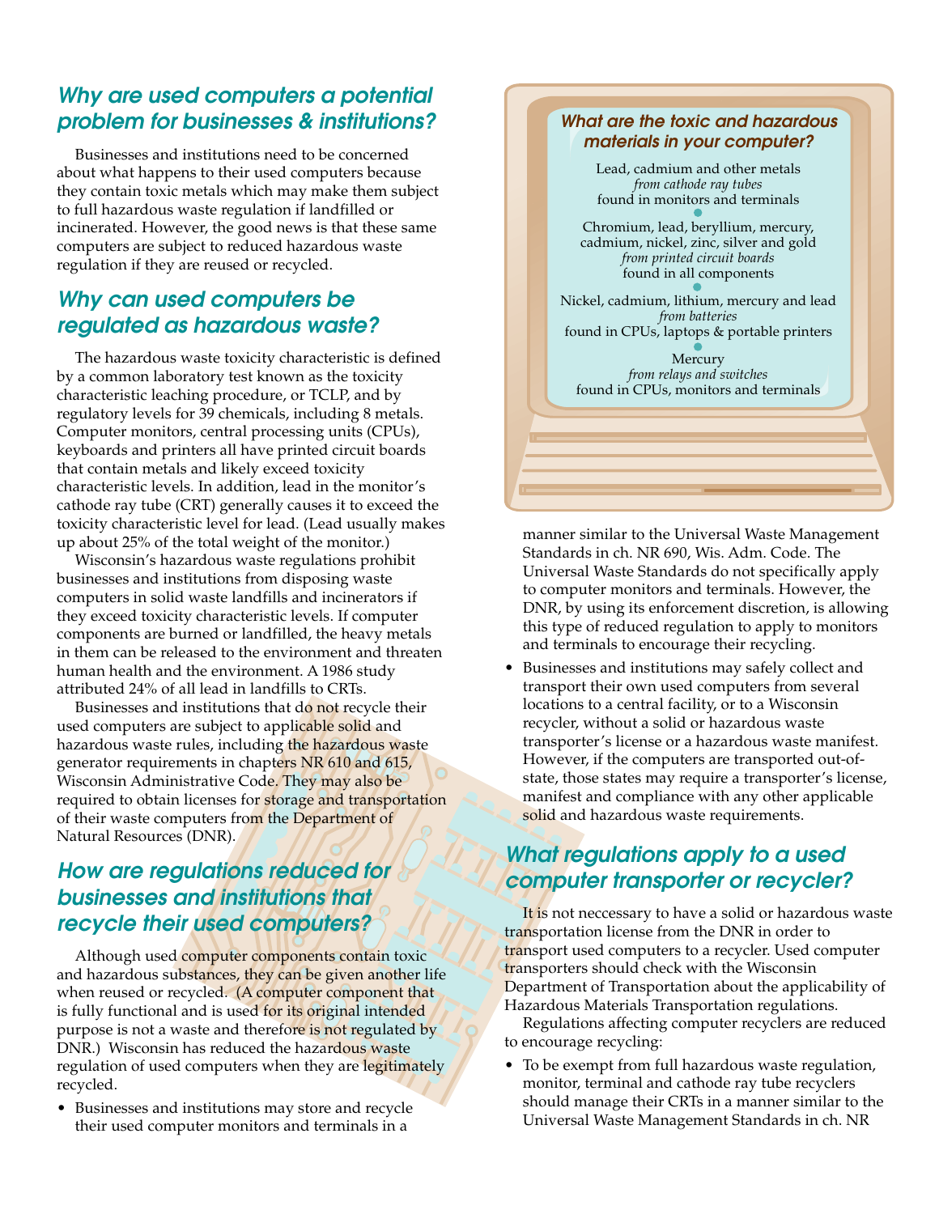## Why are used computers a potential problem for businesses & institutions?

Businesses and institutions need to be concerned about what happens to their used computers because they contain toxic metals which may make them subject to full hazardous waste regulation if landfilled or incinerated. However, the good news is that these same computers are subject to reduced hazardous waste regulation if they are reused or recycled.

## Why can used computers be regulated as hazardous waste?

The hazardous waste toxicity characteristic is defined by a common laboratory test known as the toxicity characteristic leaching procedure, or TCLP, and by regulatory levels for 39 chemicals, including 8 metals. Computer monitors, central processing units (CPUs), keyboards and printers all have printed circuit boards that contain metals and likely exceed toxicity characteristic levels. In addition, lead in the monitor's cathode ray tube (CRT) generally causes it to exceed the toxicity characteristic level for lead. (Lead usually makes up about 25% of the total weight of the monitor.)

Wisconsin's hazardous waste regulations prohibit businesses and institutions from disposing waste computers in solid waste landfills and incinerators if they exceed toxicity characteristic levels. If computer components are burned or landfilled, the heavy metals in them can be released to the environment and threaten human health and the environment. A 1986 study attributed 24% of all lead in landfills to CRTs.

Businesses and institutions that do not recycle their used computers are subject to applicable solid and hazardous waste rules, including the hazardous waste generator requirements in chapters NR 610 and 615, Wisconsin Administrative Code. They may also be required to obtain licenses for storage and transportation of their waste computers from the Department of Natural Resources (DNR).

## How are regulations reduced for businesses and institutions that recycle their used computers?

Although used computer components contain toxic and hazardous substances, they can be given another life when reused or recycled. (A computer component that is fully functional and is used for its original intended purpose is not a waste and therefore is not regulated by DNR.) Wisconsin has reduced the hazardous waste regulation of used computers when they are legitimately recycled.

- Businesses and institutions may store and recycle their used computer monitors and terminals in a manner similar to the Universal Waste Management Standards in ch. NR 690, Wis. Adm. Code. The Universal Waste Standards do not specifically apply to computer monitors and terminals. However, the DNR, by using its enforcement discretion, is allowing this type of reduced regulation to apply to monitors and terminals to encourage their recycling.
- Businesses and institutions may safely collect and transport their own used computers from several locations to a central facility, or to a Wisconsin recycler, without a solid or hazardous waste transporter's license or a hazardous waste manifest. However, if the computers are transported out-of-state, those states may require a transporter's license, manifest and compliance with any other applicable solid and hazardous waste requirements.

### *What are the toxic and hazardous materials in your computer?*

Lead, cadmium and other metals
*from cathode ray tubes*
found in monitors and terminals

Chromium, lead, beryllium, mercury, cadmium, nickel, zinc, silver and gold
*from printed circuit boards*
found in all components

Nickel, cadmium, lithium, mercury and lead
*from batteries*
found in CPUs, laptops & portable printers

Mercury
*from relays and switches*
found in CPUs, monitors and terminals

## What regulations apply to a used computer transporter or recycler?

It is not neccessary to have a solid or hazardous waste transportation license from the DNR in order to transport used computers to a recycler. Used computer transporters should check with the Wisconsin Department of Transportation about the applicability of Hazardous Materials Transportation regulations.

Regulations affecting computer recyclers are reduced to encourage recycling:

- To be exempt from full hazardous waste regulation, monitor, terminal and cathode ray tube recyclers should manage their CRTs in a manner similar to the Universal Waste Management Standards in ch. NR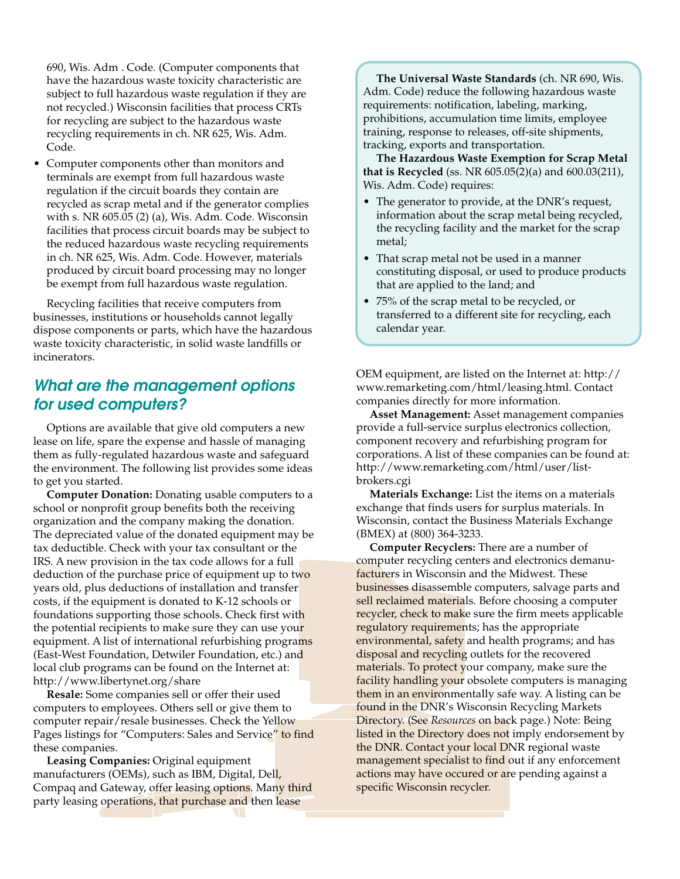690, Wis. Adm . Code. (Computer components that have the hazardous waste toxicity characteristic are subject to full hazardous waste regulation if they are not recycled.) Wisconsin facilities that process CRTs for recycling are subject to the hazardous waste recycling requirements in ch. NR 625, Wis. Adm. Code.

- Computer components other than monitors and terminals are exempt from full hazardous waste regulation if the circuit boards they contain are recycled as scrap metal and if the generator complies with s. NR 605.05 (2) (a), Wis. Adm. Code. Wisconsin facilities that process circuit boards may be subject to the reduced hazardous waste recycling requirements in ch. NR 625, Wis. Adm. Code. However, materials produced by circuit board processing may no longer be exempt from full hazardous waste regulation.

Recycling facilities that receive computers from businesses, institutions or households cannot legally dispose components or parts, which have the hazardous waste toxicity characteristic, in solid waste landfills or incinerators.

## *What are the management options for used computers?*

Options are available that give old computers a new lease on life, spare the expense and hassle of managing them as fully-regulated hazardous waste and safeguard the environment. The following list provides some ideas to get you started.

**Computer Donation:** Donating usable computers to a school or nonprofit group benefits both the receiving organization and the company making the donation. The depreciated value of the donated equipment may be tax deductible. Check with your tax consultant or the IRS. A new provision in the tax code allows for a full deduction of the purchase price of equipment up to two years old, plus deductions of installation and transfer costs, if the equipment is donated to K-12 schools or foundations supporting those schools. Check first with the potential recipients to make sure they can use your equipment. A list of international refurbishing programs (East-West Foundation, Detwiler Foundation, etc.) and local club programs can be found on the Internet at: http://www.libertynet.org/share

**Resale:** Some companies sell or offer their used computers to employees. Others sell or give them to computer repair/resale businesses. Check the Yellow Pages listings for "Computers: Sales and Service" to find these companies.

**Leasing Companies:** Original equipment manufacturers (OEMs), such as IBM, Digital, Dell, Compaq and Gateway, offer leasing options. Many third party leasing operations, that purchase and then lease OEM equipment, are listed on the Internet at: http://www.remarketing.com/html/leasing.html. Contact companies directly for more information.

**Asset Management:** Asset management companies provide a full-service surplus electronics collection, component recovery and refurbishing program for corporations. A list of these companies can be found at: http://www.remarketing.com/html/user/list-brokers.cgi

**Materials Exchange:** List the items on a materials exchange that finds users for surplus materials. In Wisconsin, contact the Business Materials Exchange (BMEX) at (800) 364-3233.

**Computer Recyclers:** There are a number of computer recycling centers and electronics demanufacturers in Wisconsin and the Midwest. These businesses disassemble computers, salvage parts and sell reclaimed materials. Before choosing a computer recycler, check to make sure the firm meets applicable regulatory requirements; has the appropriate environmental, safety and health programs; and has disposal and recycling outlets for the recovered materials. To protect your company, make sure the facility handling your obsolete computers is managing them in an environmentally safe way. A listing can be found in the DNR's Wisconsin Recycling Markets Directory. (See *Resources* on back page.) Note: Being listed in the Directory does not imply endorsement by the DNR. Contact your local DNR regional waste management specialist to find out if any enforcement actions may have occured or are pending against a specific Wisconsin recycler.

---

**The Universal Waste Standards** (ch. NR 690, Wis. Adm. Code) reduce the following hazardous waste requirements: notification, labeling, marking, prohibitions, accumulation time limits, employee training, response to releases, off-site shipments, tracking, exports and transportation.

**The Hazardous Waste Exemption for Scrap Metal that is Recycled** (ss. NR 605.05(2)(a) and 600.03(211), Wis. Adm. Code) requires:

- The generator to provide, at the DNR's request, information about the scrap metal being recycled, the recycling facility and the market for the scrap metal;
- That scrap metal not be used in a manner constituting disposal, or used to produce products that are applied to the land; and
- 75% of the scrap metal to be recycled, or transferred to a different site for recycling, each calendar year.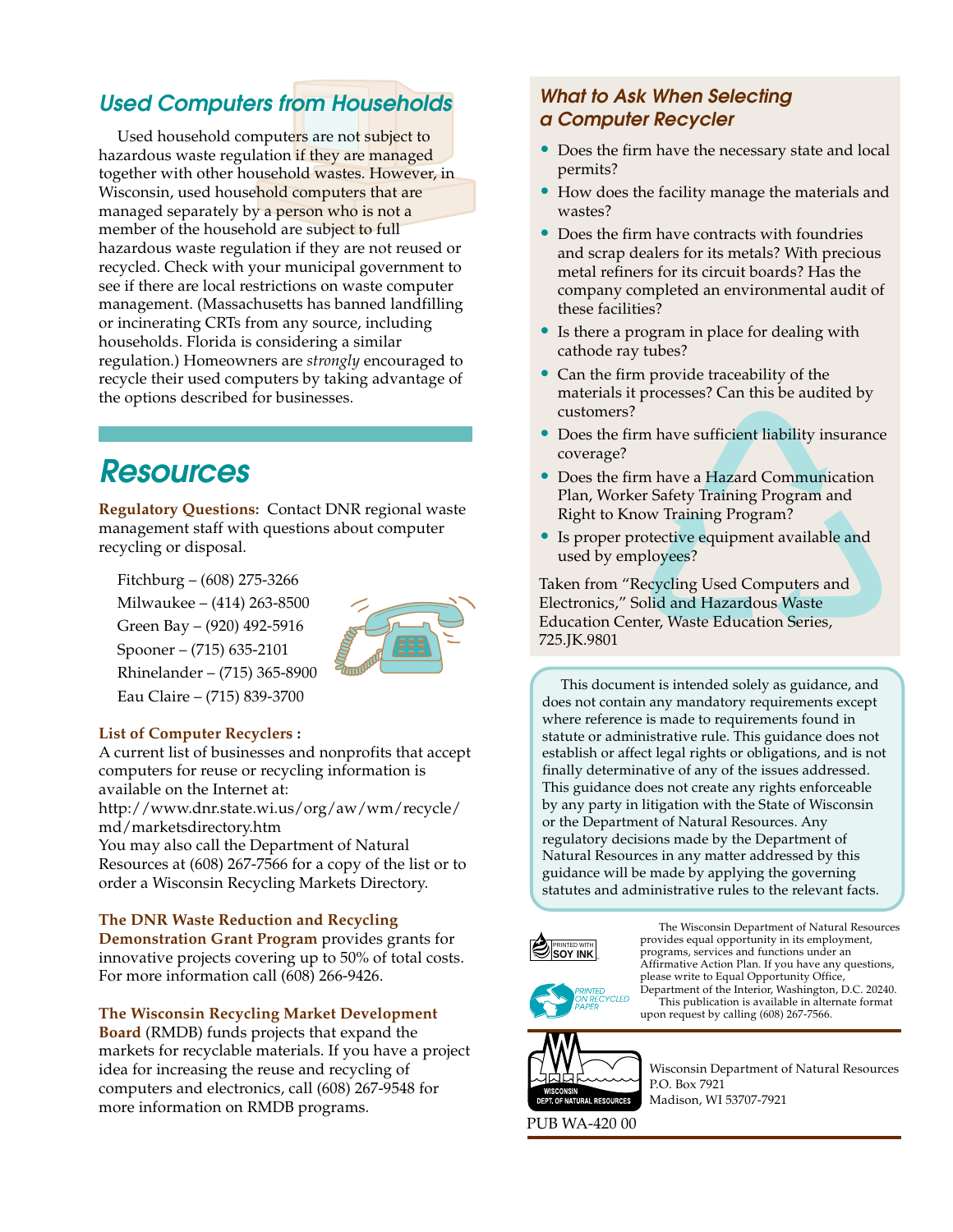## Used Computers from Households

Used household computers are not subject to hazardous waste regulation if they are managed together with other household wastes. However, in Wisconsin, used household computers that are managed separately by a person who is not a member of the household are subject to full hazardous waste regulation if they are not reused or recycled. Check with your municipal government to see if there are local restrictions on waste computer management. (Massachusetts has banned landfilling or incinerating CRTs from any source, including households. Florida is considering a similar regulation.) Homeowners are *strongly* encouraged to recycle their used computers by taking advantage of the options described for businesses.

# Resources

**Regulatory Questions:** Contact DNR regional waste management staff with questions about computer recycling or disposal.

Fitchburg – (608) 275-3266
Milwaukee – (414) 263-8500
Green Bay – (920) 492-5916
Spooner – (715) 635-2101
Rhinelander – (715) 365-8900
Eau Claire – (715) 839-3700

**List of Computer Recyclers :**
A current list of businesses and nonprofits that accept computers for reuse or recycling information is available on the Internet at:
http://www.dnr.state.wi.us/org/aw/wm/recycle/md/marketsdirectory.htm
You may also call the Department of Natural Resources at (608) 267-7566 for a copy of the list or to order a Wisconsin Recycling Markets Directory.

**The DNR Waste Reduction and Recycling Demonstration Grant Program** provides grants for innovative projects covering up to 50% of total costs. For more information call (608) 266-9426.

**The Wisconsin Recycling Market Development Board** (RMDB) funds projects that expand the markets for recyclable materials. If you have a project idea for increasing the reuse and recycling of computers and electronics, call (608) 267-9548 for more information on RMDB programs.

## What to Ask When Selecting a Computer Recycler

- Does the firm have the necessary state and local permits?
- How does the facility manage the materials and wastes?
- Does the firm have contracts with foundries and scrap dealers for its metals? With precious metal refiners for its circuit boards? Has the company completed an environmental audit of these facilities?
- Is there a program in place for dealing with cathode ray tubes?
- Can the firm provide traceability of the materials it processes? Can this be audited by customers?
- Does the firm have sufficient liability insurance coverage?
- Does the firm have a Hazard Communication Plan, Worker Safety Training Program and Right to Know Training Program?
- Is proper protective equipment available and used by employees?

Taken from "Recycling Used Computers and Electronics," Solid and Hazardous Waste Education Center, Waste Education Series, 725.JK.9801

This document is intended solely as guidance, and does not contain any mandatory requirements except where reference is made to requirements found in statute or administrative rule. This guidance does not establish or affect legal rights or obligations, and is not finally determinative of any of the issues addressed. This guidance does not create any rights enforceable by any party in litigation with the State of Wisconsin or the Department of Natural Resources. Any regulatory decisions made by the Department of Natural Resources in any matter addressed by this guidance will be made by applying the governing statutes and administrative rules to the relevant facts.

PRINTED WITH SOY INK

PRINTED ON RECYCLED PAPER

The Wisconsin Department of Natural Resources provides equal opportunity in its employment, programs, services and functions under an Affirmative Action Plan. If you have any questions, please write to Equal Opportunity Office, Department of the Interior, Washington, D.C. 20240.

This publication is available in alternate format upon request by calling (608) 267-7566.

WISCONSIN DEPT. OF NATURAL RESOURCES

Wisconsin Department of Natural Resources
P.O. Box 7921
Madison, WI 53707-7921

PUB WA-420 00